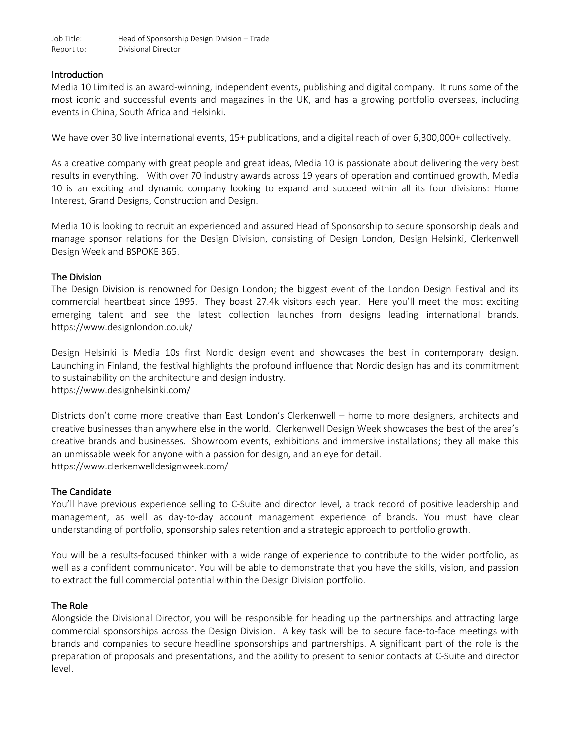| Job Title: | Head of Sponsorship Design Division – Trade |
| --- | --- |
| Report to: | Divisional Director |

## Introduction

Media 10 Limited is an award-winning, independent events, publishing and digital company. It runs some of the most iconic and successful events and magazines in the UK, and has a growing portfolio overseas, including events in China, South Africa and Helsinki.

We have over 30 live international events, 15+ publications, and a digital reach of over 6,300,000+ collectively.

As a creative company with great people and great ideas, Media 10 is passionate about delivering the very best results in everything. With over 70 industry awards across 19 years of operation and continued growth, Media 10 is an exciting and dynamic company looking to expand and succeed within all its four divisions: Home Interest, Grand Designs, Construction and Design.

Media 10 is looking to recruit an experienced and assured Head of Sponsorship to secure sponsorship deals and manage sponsor relations for the Design Division, consisting of Design London, Design Helsinki, Clerkenwell Design Week and BSPOKE 365.

## The Division

The Design Division is renowned for Design London; the biggest event of the London Design Festival and its commercial heartbeat since 1995. They boast 27.4k visitors each year. Here you'll meet the most exciting emerging talent and see the latest collection launches from designs leading international brands. https://www.designlondon.co.uk/

Design Helsinki is Media 10s first Nordic design event and showcases the best in contemporary design. Launching in Finland, the festival highlights the profound influence that Nordic design has and its commitment to sustainability on the architecture and design industry.
https://www.designhelsinki.com/

Districts don't come more creative than East London's Clerkenwell – home to more designers, architects and creative businesses than anywhere else in the world. Clerkenwell Design Week showcases the best of the area's creative brands and businesses. Showroom events, exhibitions and immersive installations; they all make this an unmissable week for anyone with a passion for design, and an eye for detail.
https://www.clerkenwelldesignweek.com/

## The Candidate

You'll have previous experience selling to C-Suite and director level, a track record of positive leadership and management, as well as day-to-day account management experience of brands. You must have clear understanding of portfolio, sponsorship sales retention and a strategic approach to portfolio growth.

You will be a results-focused thinker with a wide range of experience to contribute to the wider portfolio, as well as a confident communicator. You will be able to demonstrate that you have the skills, vision, and passion to extract the full commercial potential within the Design Division portfolio.

## The Role

Alongside the Divisional Director, you will be responsible for heading up the partnerships and attracting large commercial sponsorships across the Design Division. A key task will be to secure face-to-face meetings with brands and companies to secure headline sponsorships and partnerships. A significant part of the role is the preparation of proposals and presentations, and the ability to present to senior contacts at C-Suite and director level.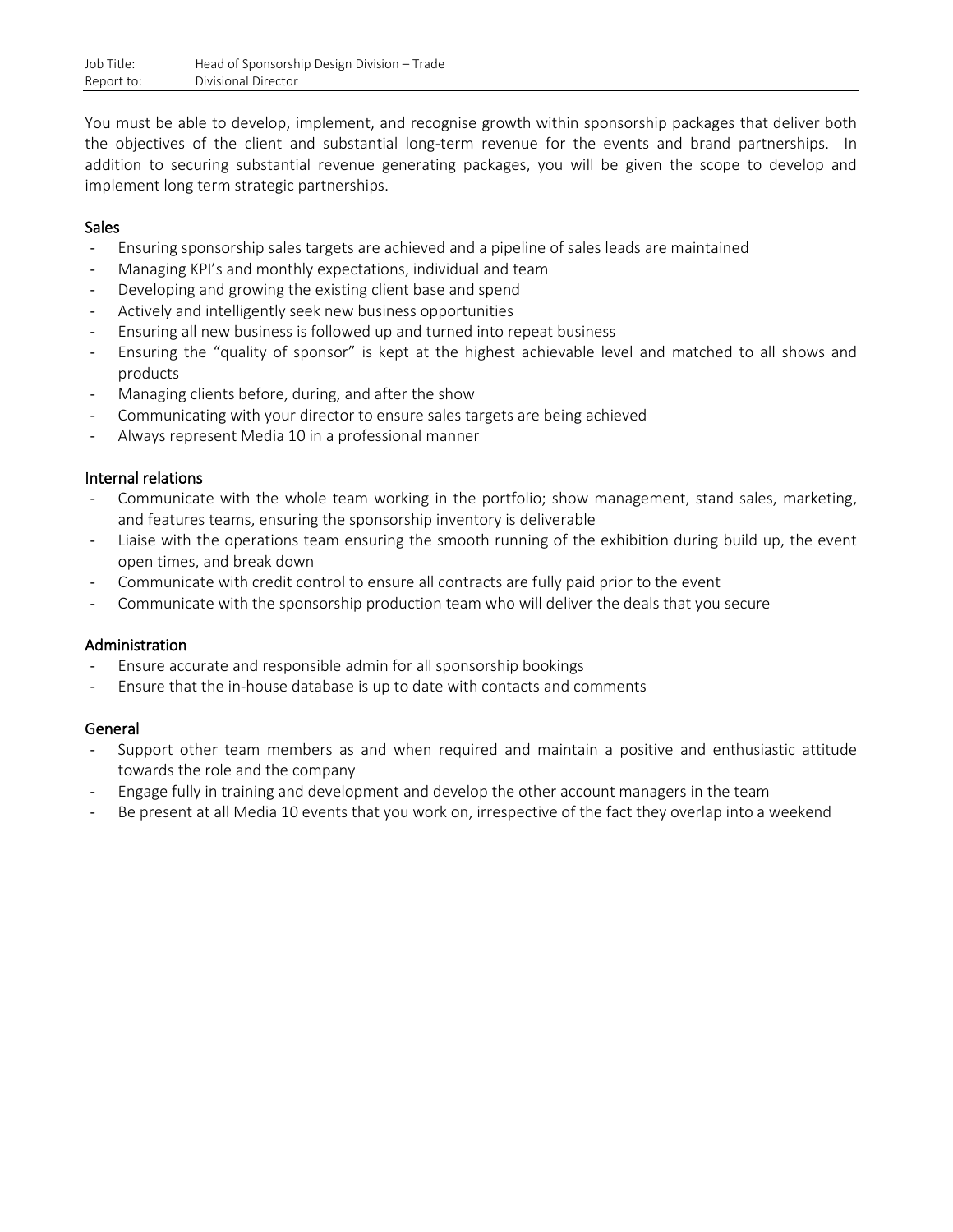Job Title: Head of Sponsorship Design Division – Trade
Report to: Divisional Director

You must be able to develop, implement, and recognise growth within sponsorship packages that deliver both the objectives of the client and substantial long-term revenue for the events and brand partnerships. In addition to securing substantial revenue generating packages, you will be given the scope to develop and implement long term strategic partnerships.

## Sales

- Ensuring sponsorship sales targets are achieved and a pipeline of sales leads are maintained
- Managing KPI's and monthly expectations, individual and team
- Developing and growing the existing client base and spend
- Actively and intelligently seek new business opportunities
- Ensuring all new business is followed up and turned into repeat business
- Ensuring the "quality of sponsor" is kept at the highest achievable level and matched to all shows and products
- Managing clients before, during, and after the show
- Communicating with your director to ensure sales targets are being achieved
- Always represent Media 10 in a professional manner

## Internal relations

- Communicate with the whole team working in the portfolio; show management, stand sales, marketing, and features teams, ensuring the sponsorship inventory is deliverable
- Liaise with the operations team ensuring the smooth running of the exhibition during build up, the event open times, and break down
- Communicate with credit control to ensure all contracts are fully paid prior to the event
- Communicate with the sponsorship production team who will deliver the deals that you secure

## Administration

- Ensure accurate and responsible admin for all sponsorship bookings
- Ensure that the in-house database is up to date with contacts and comments

## General

- Support other team members as and when required and maintain a positive and enthusiastic attitude towards the role and the company
- Engage fully in training and development and develop the other account managers in the team
- Be present at all Media 10 events that you work on, irrespective of the fact they overlap into a weekend